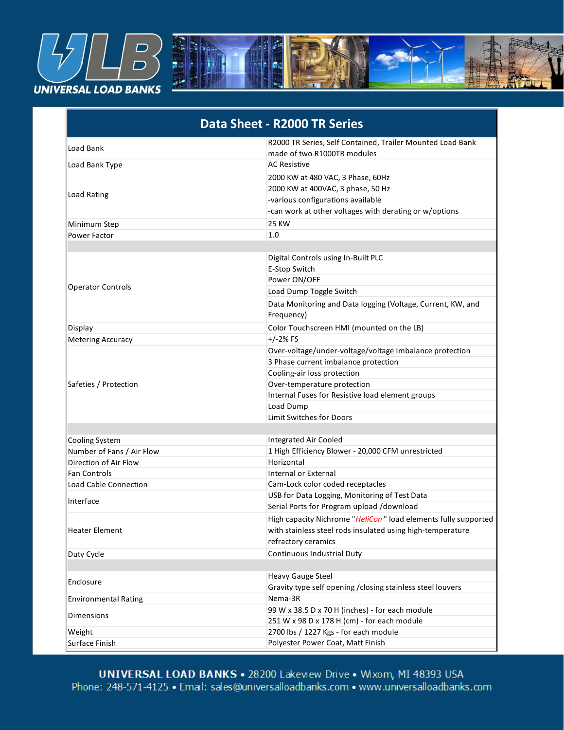# Data Sheet - R2000 TR Series

| | |
|---|---|
| Load Bank | R2000 TR Series, Self Contained, Trailer Mounted Load Bank made of two R1000TR modules |
| Load Bank Type | AC Resistive |
| Load Rating | 2000 KW at 480 VAC, 3 Phase, 60Hz<br>2000 KW at 400VAC, 3 phase, 50 Hz<br>-various configurations available<br>-can work at other voltages with derating or w/options |
| Minimum Step | 25 KW |
| Power Factor | 1.0 |
| | |
| Operator Controls | Digital Controls using In-Built PLC<br>E-Stop Switch<br>Power ON/OFF<br>Load Dump Toggle Switch<br>Data Monitoring and Data logging (Voltage, Current, KW, and Frequency) |
| Display | Color Touchscreen HMI (mounted on the LB) |
| Metering Accuracy | +/-2% FS |
| Safeties / Protection | Over-voltage/under-voltage/voltage Imbalance protection<br>3 Phase current imbalance protection<br>Cooling-air loss protection<br>Over-temperature protection<br>Internal Fuses for Resistive load element groups<br>Load Dump<br>Limit Switches for Doors |
| | |
| Cooling System | Integrated Air Cooled |
| Number of Fans / Air Flow | 1 High Efficiency Blower - 20,000 CFM unrestricted |
| Direction of Air Flow | Horizontal |
| Fan Controls | Internal or External |
| Load Cable Connection | Cam-Lock color coded receptacles |
| Interface | USB for Data Logging, Monitoring of Test Data<br>Serial Ports for Program upload /download |
| Heater Element | High capacity Nichrome "*HeliCon*" load elements fully supported with stainless steel rods insulated using high-temperature refractory ceramics |
| Duty Cycle | Continuous Industrial Duty |
| | |
| Enclosure | Heavy Gauge Steel<br>Gravity type self opening /closing stainless steel louvers |
| Environmental Rating | Nema-3R |
| Dimensions | 99 W x 38.5 D x 70 H (inches) - for each module<br>251 W x 98 D x 178 H (cm) - for each module |
| Weight | 2700 lbs / 1227 Kgs - for each module |
| Surface Finish | Polyester Power Coat, Matt Finish |

**UNIVERSAL LOAD BANKS** • 28200 Lakeview Drive • Wixom, MI 48393 USA
Phone: 248-571-4125 • Email: sales@universalloadbanks.com • www.universalloadbanks.com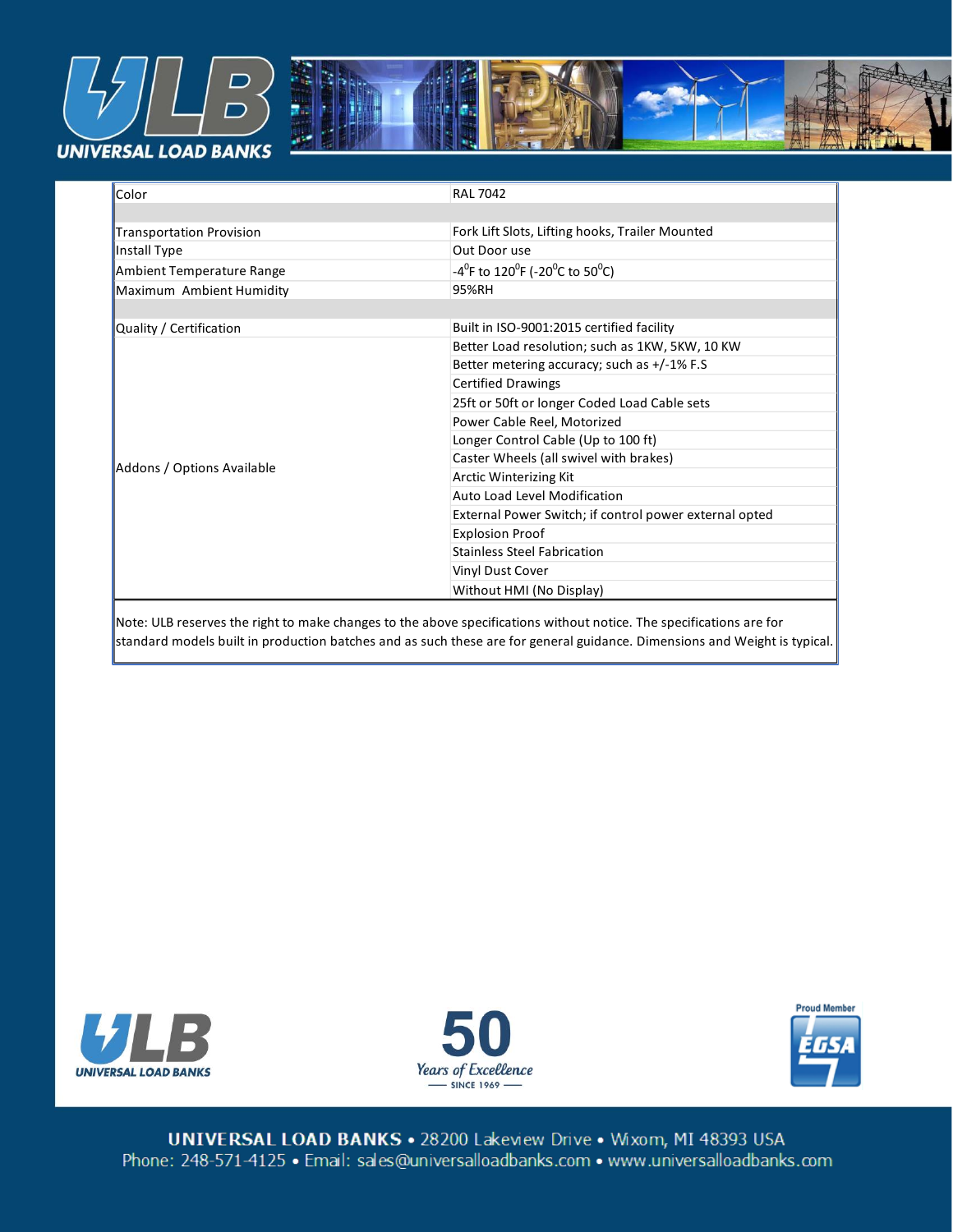| | |
|---|---|
| Color | RAL 7042 |
| | |
| Transportation Provision | Fork Lift Slots, Lifting hooks, Trailer Mounted |
| Install Type | Out Door use |
| Ambient Temperature Range | -4$^0$F to 120$^0$F (-20$^0$C to 50$^0$C) |
| Maximum Ambient Humidity | 95%RH |
| | |
| Quality / Certification | Built in ISO-9001:2015 certified facility |
| Addons / Options Available | Better Load resolution; such as 1KW, 5KW, 10 KW |
| | Better metering accuracy; such as +/-1% F.S |
| | Certified Drawings |
| | 25ft or 50ft or longer Coded Load Cable sets |
| | Power Cable Reel, Motorized |
| | Longer Control Cable (Up to 100 ft) |
| | Caster Wheels (all swivel with brakes) |
| | Arctic Winterizing Kit |
| | Auto Load Level Modification |
| | External Power Switch; if control power external opted |
| | Explosion Proof |
| | Stainless Steel Fabrication |
| | Vinyl Dust Cover |
| | Without HMI (No Display) |

Note: ULB reserves the right to make changes to the above specifications without notice. The specifications are for standard models built in production batches and as such these are for general guidance. Dimensions and Weight is typical.

ULB UNIVERSAL LOAD BANKS

50 Years of Excellence — SINCE 1969 —

Proud Member EGSA

UNIVERSAL LOAD BANKS • 28200 Lakeview Drive • Wixom, MI 48393 USA
Phone: 248-571-4125 • Email: sales@universalloadbanks.com • www.universalloadbanks.com